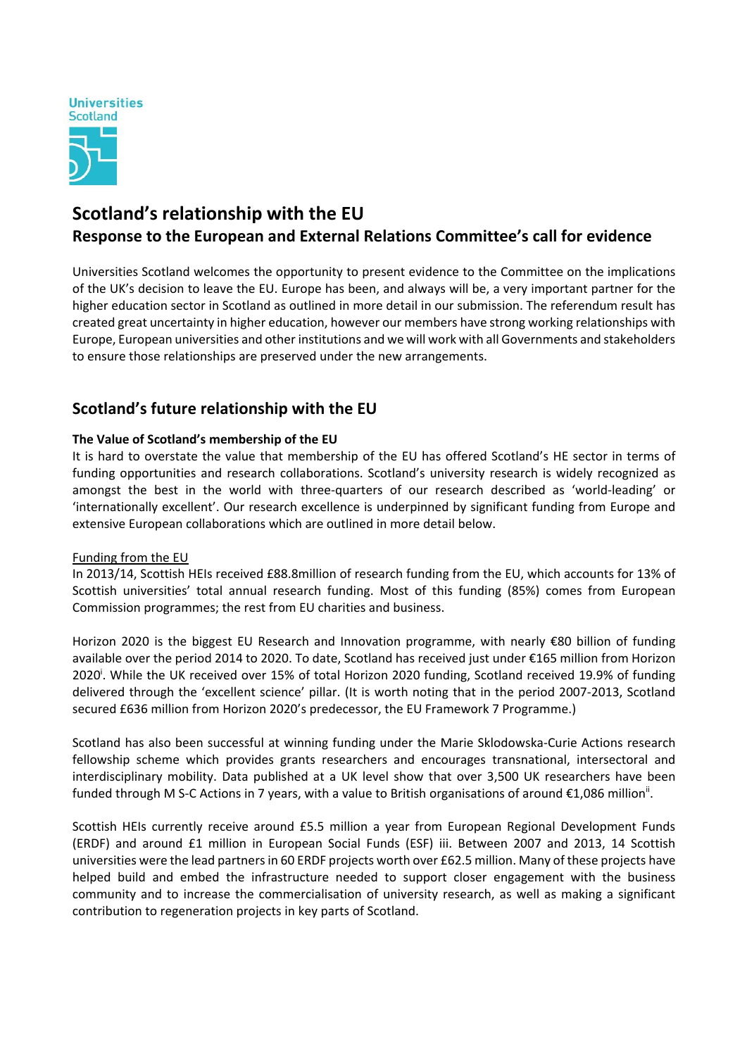Universities Scotland

# Scotland's relationship with the EU

## Response to the European and External Relations Committee's call for evidence

Universities Scotland welcomes the opportunity to present evidence to the Committee on the implications of the UK's decision to leave the EU. Europe has been, and always will be, a very important partner for the higher education sector in Scotland as outlined in more detail in our submission. The referendum result has created great uncertainty in higher education, however our members have strong working relationships with Europe, European universities and other institutions and we will work with all Governments and stakeholders to ensure those relationships are preserved under the new arrangements.

## Scotland's future relationship with the EU

### The Value of Scotland's membership of the EU

It is hard to overstate the value that membership of the EU has offered Scotland's HE sector in terms of funding opportunities and research collaborations. Scotland's university research is widely recognized as amongst the best in the world with three-quarters of our research described as 'world-leading' or 'internationally excellent'. Our research excellence is underpinned by significant funding from Europe and extensive European collaborations which are outlined in more detail below.

Funding from the EU

In 2013/14, Scottish HEIs received £88.8million of research funding from the EU, which accounts for 13% of Scottish universities' total annual research funding. Most of this funding (85%) comes from European Commission programmes; the rest from EU charities and business.

Horizon 2020 is the biggest EU Research and Innovation programme, with nearly €80 billion of funding available over the period 2014 to 2020. To date, Scotland has received just under €165 million from Horizon 2020[i]. While the UK received over 15% of total Horizon 2020 funding, Scotland received 19.9% of funding delivered through the 'excellent science' pillar. (It is worth noting that in the period 2007-2013, Scotland secured £636 million from Horizon 2020's predecessor, the EU Framework 7 Programme.)

Scotland has also been successful at winning funding under the Marie Sklodowska-Curie Actions research fellowship scheme which provides grants researchers and encourages transnational, intersectoral and interdisciplinary mobility. Data published at a UK level show that over 3,500 UK researchers have been funded through M S-C Actions in 7 years, with a value to British organisations of around €1,086 million[ii].

Scottish HEIs currently receive around £5.5 million a year from European Regional Development Funds (ERDF) and around £1 million in European Social Funds (ESF) iii. Between 2007 and 2013, 14 Scottish universities were the lead partners in 60 ERDF projects worth over £62.5 million. Many of these projects have helped build and embed the infrastructure needed to support closer engagement with the business community and to increase the commercialisation of university research, as well as making a significant contribution to regeneration projects in key parts of Scotland.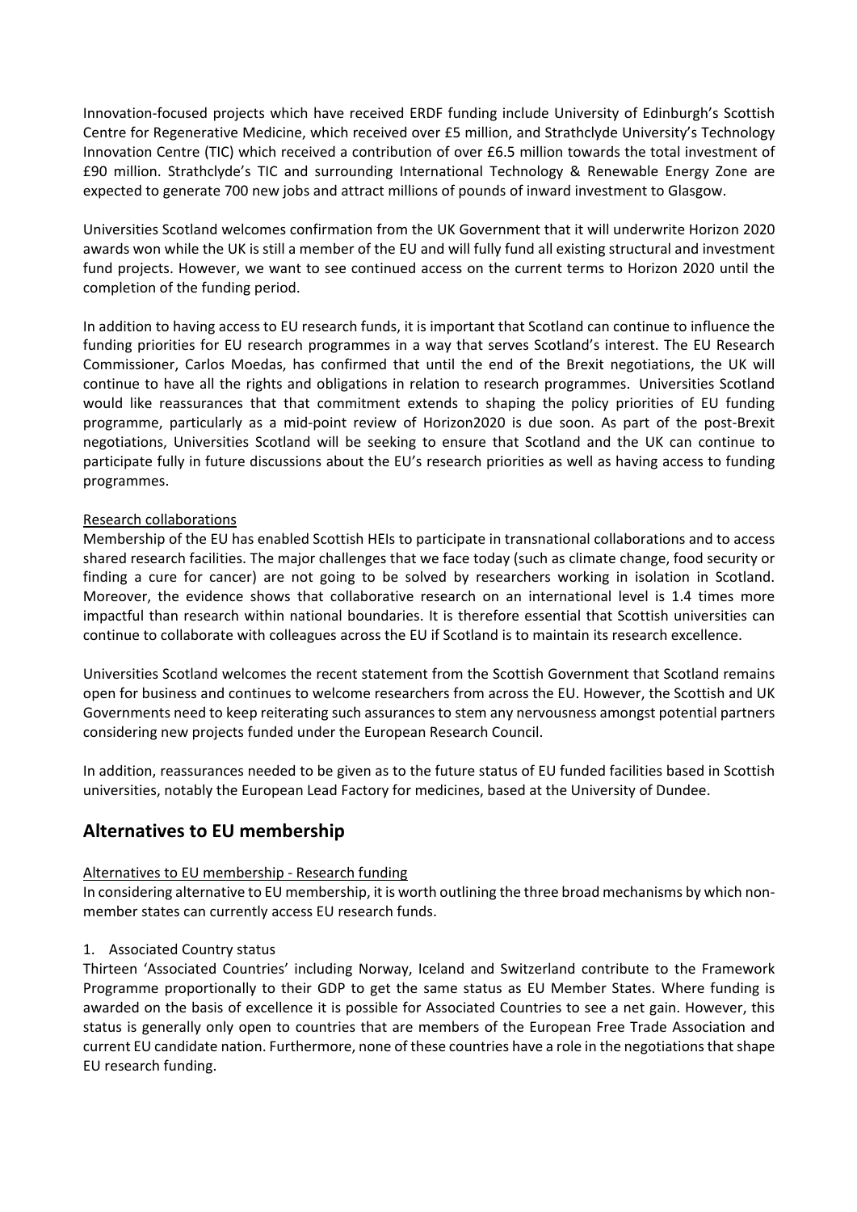Innovation-focused projects which have received ERDF funding include University of Edinburgh's Scottish Centre for Regenerative Medicine, which received over £5 million, and Strathclyde University's Technology Innovation Centre (TIC) which received a contribution of over £6.5 million towards the total investment of £90 million. Strathclyde's TIC and surrounding International Technology & Renewable Energy Zone are expected to generate 700 new jobs and attract millions of pounds of inward investment to Glasgow.

Universities Scotland welcomes confirmation from the UK Government that it will underwrite Horizon 2020 awards won while the UK is still a member of the EU and will fully fund all existing structural and investment fund projects. However, we want to see continued access on the current terms to Horizon 2020 until the completion of the funding period.

In addition to having access to EU research funds, it is important that Scotland can continue to influence the funding priorities for EU research programmes in a way that serves Scotland's interest. The EU Research Commissioner, Carlos Moedas, has confirmed that until the end of the Brexit negotiations, the UK will continue to have all the rights and obligations in relation to research programmes. Universities Scotland would like reassurances that that commitment extends to shaping the policy priorities of EU funding programme, particularly as a mid-point review of Horizon2020 is due soon. As part of the post-Brexit negotiations, Universities Scotland will be seeking to ensure that Scotland and the UK can continue to participate fully in future discussions about the EU's research priorities as well as having access to funding programmes.

<u>Research collaborations</u>

Membership of the EU has enabled Scottish HEIs to participate in transnational collaborations and to access shared research facilities. The major challenges that we face today (such as climate change, food security or finding a cure for cancer) are not going to be solved by researchers working in isolation in Scotland. Moreover, the evidence shows that collaborative research on an international level is 1.4 times more impactful than research within national boundaries. It is therefore essential that Scottish universities can continue to collaborate with colleagues across the EU if Scotland is to maintain its research excellence.

Universities Scotland welcomes the recent statement from the Scottish Government that Scotland remains open for business and continues to welcome researchers from across the EU. However, the Scottish and UK Governments need to keep reiterating such assurances to stem any nervousness amongst potential partners considering new projects funded under the European Research Council.

In addition, reassurances needed to be given as to the future status of EU funded facilities based in Scottish universities, notably the European Lead Factory for medicines, based at the University of Dundee.

## Alternatives to EU membership

<u>Alternatives to EU membership - Research funding</u>

In considering alternative to EU membership, it is worth outlining the three broad mechanisms by which non-member states can currently access EU research funds.

1. Associated Country status

Thirteen 'Associated Countries' including Norway, Iceland and Switzerland contribute to the Framework Programme proportionally to their GDP to get the same status as EU Member States. Where funding is awarded on the basis of excellence it is possible for Associated Countries to see a net gain. However, this status is generally only open to countries that are members of the European Free Trade Association and current EU candidate nation. Furthermore, none of these countries have a role in the negotiations that shape EU research funding.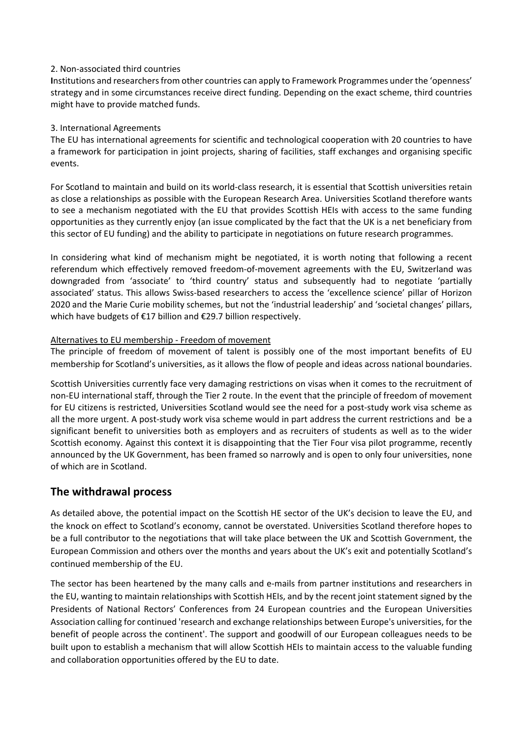2. Non-associated third countries

**I**nstitutions and researchers from other countries can apply to Framework Programmes under the 'openness' strategy and in some circumstances receive direct funding. Depending on the exact scheme, third countries might have to provide matched funds.

3. International Agreements

The EU has international agreements for scientific and technological cooperation with 20 countries to have a framework for participation in joint projects, sharing of facilities, staff exchanges and organising specific events.

For Scotland to maintain and build on its world-class research, it is essential that Scottish universities retain as close a relationships as possible with the European Research Area. Universities Scotland therefore wants to see a mechanism negotiated with the EU that provides Scottish HEIs with access to the same funding opportunities as they currently enjoy (an issue complicated by the fact that the UK is a net beneficiary from this sector of EU funding) and the ability to participate in negotiations on future research programmes.

In considering what kind of mechanism might be negotiated, it is worth noting that following a recent referendum which effectively removed freedom-of-movement agreements with the EU, Switzerland was downgraded from 'associate' to 'third country' status and subsequently had to negotiate 'partially associated' status. This allows Swiss-based researchers to access the 'excellence science' pillar of Horizon 2020 and the Marie Curie mobility schemes, but not the 'industrial leadership' and 'societal changes' pillars, which have budgets of €17 billion and €29.7 billion respectively.

<u>Alternatives to EU membership - Freedom of movement</u>

The principle of freedom of movement of talent is possibly one of the most important benefits of EU membership for Scotland's universities, as it allows the flow of people and ideas across national boundaries.

Scottish Universities currently face very damaging restrictions on visas when it comes to the recruitment of non-EU international staff, through the Tier 2 route. In the event that the principle of freedom of movement for EU citizens is restricted, Universities Scotland would see the need for a post-study work visa scheme as all the more urgent. A post-study work visa scheme would in part address the current restrictions and be a significant benefit to universities both as employers and as recruiters of students as well as to the wider Scottish economy. Against this context it is disappointing that the Tier Four visa pilot programme, recently announced by the UK Government, has been framed so narrowly and is open to only four universities, none of which are in Scotland.

## The withdrawal process

As detailed above, the potential impact on the Scottish HE sector of the UK's decision to leave the EU, and the knock on effect to Scotland's economy, cannot be overstated. Universities Scotland therefore hopes to be a full contributor to the negotiations that will take place between the UK and Scottish Government, the European Commission and others over the months and years about the UK's exit and potentially Scotland's continued membership of the EU.

The sector has been heartened by the many calls and e-mails from partner institutions and researchers in the EU, wanting to maintain relationships with Scottish HEIs, and by the recent joint statement signed by the Presidents of National Rectors' Conferences from 24 European countries and the European Universities Association calling for continued 'research and exchange relationships between Europe's universities, for the benefit of people across the continent'. The support and goodwill of our European colleagues needs to be built upon to establish a mechanism that will allow Scottish HEIs to maintain access to the valuable funding and collaboration opportunities offered by the EU to date.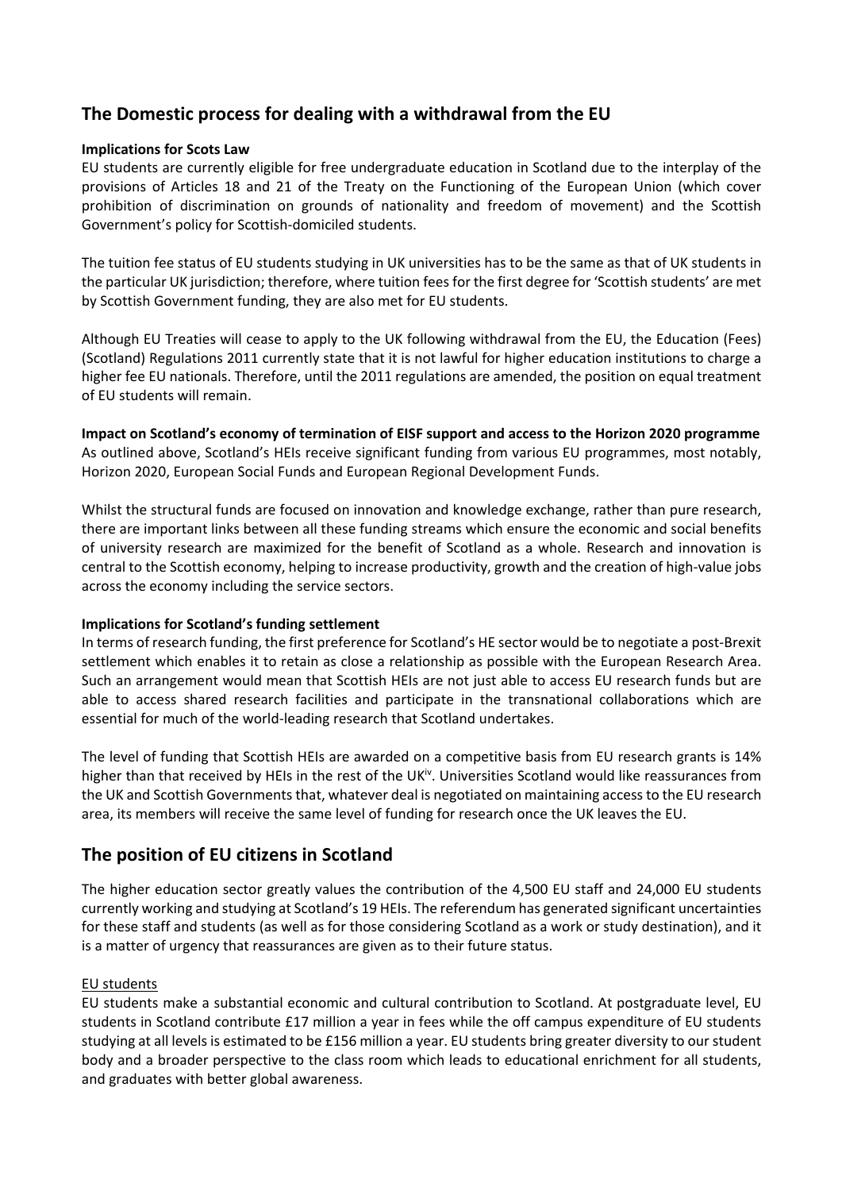## The Domestic process for dealing with a withdrawal from the EU

**Implications for Scots Law**

EU students are currently eligible for free undergraduate education in Scotland due to the interplay of the provisions of Articles 18 and 21 of the Treaty on the Functioning of the European Union (which cover prohibition of discrimination on grounds of nationality and freedom of movement) and the Scottish Government's policy for Scottish-domiciled students.

The tuition fee status of EU students studying in UK universities has to be the same as that of UK students in the particular UK jurisdiction; therefore, where tuition fees for the first degree for 'Scottish students' are met by Scottish Government funding, they are also met for EU students.

Although EU Treaties will cease to apply to the UK following withdrawal from the EU, the Education (Fees) (Scotland) Regulations 2011 currently state that it is not lawful for higher education institutions to charge a higher fee EU nationals. Therefore, until the 2011 regulations are amended, the position on equal treatment of EU students will remain.

**Impact on Scotland's economy of termination of EISF support and access to the Horizon 2020 programme**

As outlined above, Scotland's HEIs receive significant funding from various EU programmes, most notably, Horizon 2020, European Social Funds and European Regional Development Funds.

Whilst the structural funds are focused on innovation and knowledge exchange, rather than pure research, there are important links between all these funding streams which ensure the economic and social benefits of university research are maximized for the benefit of Scotland as a whole. Research and innovation is central to the Scottish economy, helping to increase productivity, growth and the creation of high-value jobs across the economy including the service sectors.

**Implications for Scotland's funding settlement**

In terms of research funding, the first preference for Scotland's HE sector would be to negotiate a post-Brexit settlement which enables it to retain as close a relationship as possible with the European Research Area. Such an arrangement would mean that Scottish HEIs are not just able to access EU research funds but are able to access shared research facilities and participate in the transnational collaborations which are essential for much of the world-leading research that Scotland undertakes.

The level of funding that Scottish HEIs are awarded on a competitive basis from EU research grants is 14% higher than that received by HEIs in the rest of the UK[iv]. Universities Scotland would like reassurances from the UK and Scottish Governments that, whatever deal is negotiated on maintaining access to the EU research area, its members will receive the same level of funding for research once the UK leaves the EU.

## The position of EU citizens in Scotland

The higher education sector greatly values the contribution of the 4,500 EU staff and 24,000 EU students currently working and studying at Scotland's 19 HEIs. The referendum has generated significant uncertainties for these staff and students (as well as for those considering Scotland as a work or study destination), and it is a matter of urgency that reassurances are given as to their future status.

<u>EU students</u>

EU students make a substantial economic and cultural contribution to Scotland. At postgraduate level, EU students in Scotland contribute £17 million a year in fees while the off campus expenditure of EU students studying at all levels is estimated to be £156 million a year. EU students bring greater diversity to our student body and a broader perspective to the class room which leads to educational enrichment for all students, and graduates with better global awareness.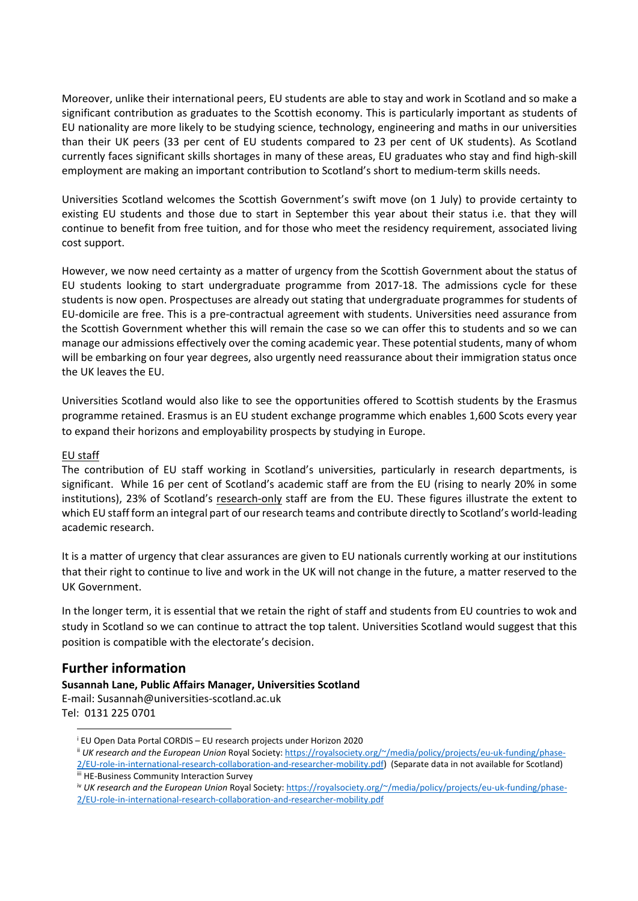Moreover, unlike their international peers, EU students are able to stay and work in Scotland and so make a significant contribution as graduates to the Scottish economy. This is particularly important as students of EU nationality are more likely to be studying science, technology, engineering and maths in our universities than their UK peers (33 per cent of EU students compared to 23 per cent of UK students). As Scotland currently faces significant skills shortages in many of these areas, EU graduates who stay and find high-skill employment are making an important contribution to Scotland's short to medium-term skills needs.

Universities Scotland welcomes the Scottish Government's swift move (on 1 July) to provide certainty to existing EU students and those due to start in September this year about their status i.e. that they will continue to benefit from free tuition, and for those who meet the residency requirement, associated living cost support.

However, we now need certainty as a matter of urgency from the Scottish Government about the status of EU students looking to start undergraduate programme from 2017-18. The admissions cycle for these students is now open. Prospectuses are already out stating that undergraduate programmes for students of EU-domicile are free. This is a pre-contractual agreement with students. Universities need assurance from the Scottish Government whether this will remain the case so we can offer this to students and so we can manage our admissions effectively over the coming academic year. These potential students, many of whom will be embarking on four year degrees, also urgently need reassurance about their immigration status once the UK leaves the EU.

Universities Scotland would also like to see the opportunities offered to Scottish students by the Erasmus programme retained. Erasmus is an EU student exchange programme which enables 1,600 Scots every year to expand their horizons and employability prospects by studying in Europe.

<u>EU staff</u>

The contribution of EU staff working in Scotland's universities, particularly in research departments, is significant. While 16 per cent of Scotland's academic staff are from the EU (rising to nearly 20% in some institutions), 23% of Scotland's <u>research-only</u> staff are from the EU. These figures illustrate the extent to which EU staff form an integral part of our research teams and contribute directly to Scotland's world-leading academic research.

It is a matter of urgency that clear assurances are given to EU nationals currently working at our institutions that their right to continue to live and work in the UK will not change in the future, a matter reserved to the UK Government.

In the longer term, it is essential that we retain the right of staff and students from EU countries to wok and study in Scotland so we can continue to attract the top talent. Universities Scotland would suggest that this position is compatible with the electorate's decision.

## Further information

**Susannah Lane, Public Affairs Manager, Universities Scotland**
E-mail: Susannah@universities-scotland.ac.uk
Tel: 0131 225 0701

---

[i] EU Open Data Portal CORDIS – EU research projects under Horizon 2020

[ii] *UK research and the European Union* Royal Society: https://royalsociety.org/~/media/policy/projects/eu-uk-funding/phase-2/EU-role-in-international-research-collaboration-and-researcher-mobility.pdf) (Separate data in not available for Scotland)

[iii] HE-Business Community Interaction Survey

[iv] *UK research and the European Union* Royal Society: https://royalsociety.org/~/media/policy/projects/eu-uk-funding/phase-2/EU-role-in-international-research-collaboration-and-researcher-mobility.pdf